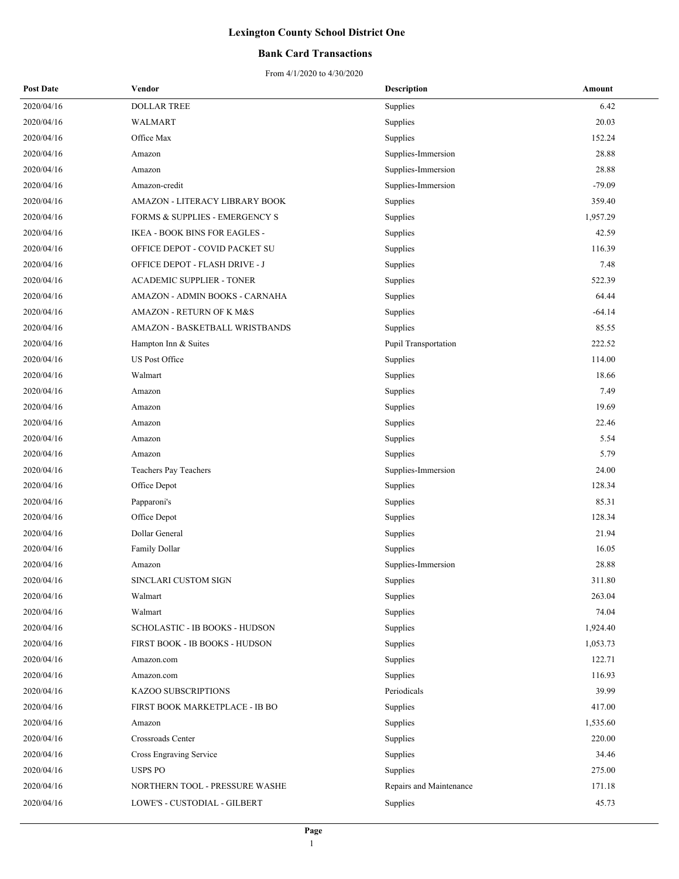# Lexington County School District One

## Bank Card Transactions

From 4/1/2020 to 4/30/2020

| Post Date | Vendor | Description | Amount |
|---|---|---|---|
| 2020/04/16 | DOLLAR TREE | Supplies | 6.42 |
| 2020/04/16 | WALMART | Supplies | 20.03 |
| 2020/04/16 | Office Max | Supplies | 152.24 |
| 2020/04/16 | Amazon | Supplies-Immersion | 28.88 |
| 2020/04/16 | Amazon | Supplies-Immersion | 28.88 |
| 2020/04/16 | Amazon-credit | Supplies-Immersion | -79.09 |
| 2020/04/16 | AMAZON - LITERACY LIBRARY BOOK | Supplies | 359.40 |
| 2020/04/16 | FORMS & SUPPLIES - EMERGENCY S | Supplies | 1,957.29 |
| 2020/04/16 | IKEA - BOOK BINS FOR EAGLES - | Supplies | 42.59 |
| 2020/04/16 | OFFICE DEPOT - COVID PACKET SU | Supplies | 116.39 |
| 2020/04/16 | OFFICE DEPOT - FLASH DRIVE - J | Supplies | 7.48 |
| 2020/04/16 | ACADEMIC SUPPLIER - TONER | Supplies | 522.39 |
| 2020/04/16 | AMAZON - ADMIN BOOKS - CARNAHA | Supplies | 64.44 |
| 2020/04/16 | AMAZON - RETURN OF K M&S | Supplies | -64.14 |
| 2020/04/16 | AMAZON - BASKETBALL WRISTBANDS | Supplies | 85.55 |
| 2020/04/16 | Hampton Inn & Suites | Pupil Transportation | 222.52 |
| 2020/04/16 | US Post Office | Supplies | 114.00 |
| 2020/04/16 | Walmart | Supplies | 18.66 |
| 2020/04/16 | Amazon | Supplies | 7.49 |
| 2020/04/16 | Amazon | Supplies | 19.69 |
| 2020/04/16 | Amazon | Supplies | 22.46 |
| 2020/04/16 | Amazon | Supplies | 5.54 |
| 2020/04/16 | Amazon | Supplies | 5.79 |
| 2020/04/16 | Teachers Pay Teachers | Supplies-Immersion | 24.00 |
| 2020/04/16 | Office Depot | Supplies | 128.34 |
| 2020/04/16 | Papparoni's | Supplies | 85.31 |
| 2020/04/16 | Office Depot | Supplies | 128.34 |
| 2020/04/16 | Dollar General | Supplies | 21.94 |
| 2020/04/16 | Family Dollar | Supplies | 16.05 |
| 2020/04/16 | Amazon | Supplies-Immersion | 28.88 |
| 2020/04/16 | SINCLARI CUSTOM SIGN | Supplies | 311.80 |
| 2020/04/16 | Walmart | Supplies | 263.04 |
| 2020/04/16 | Walmart | Supplies | 74.04 |
| 2020/04/16 | SCHOLASTIC - IB BOOKS - HUDSON | Supplies | 1,924.40 |
| 2020/04/16 | FIRST BOOK - IB BOOKS - HUDSON | Supplies | 1,053.73 |
| 2020/04/16 | Amazon.com | Supplies | 122.71 |
| 2020/04/16 | Amazon.com | Supplies | 116.93 |
| 2020/04/16 | KAZOO SUBSCRIPTIONS | Periodicals | 39.99 |
| 2020/04/16 | FIRST BOOK MARKETPLACE - IB BO | Supplies | 417.00 |
| 2020/04/16 | Amazon | Supplies | 1,535.60 |
| 2020/04/16 | Crossroads Center | Supplies | 220.00 |
| 2020/04/16 | Cross Engraving Service | Supplies | 34.46 |
| 2020/04/16 | USPS PO | Supplies | 275.00 |
| 2020/04/16 | NORTHERN TOOL - PRESSURE WASHE | Repairs and Maintenance | 171.18 |
| 2020/04/16 | LOWE'S - CUSTODIAL - GILBERT | Supplies | 45.73 |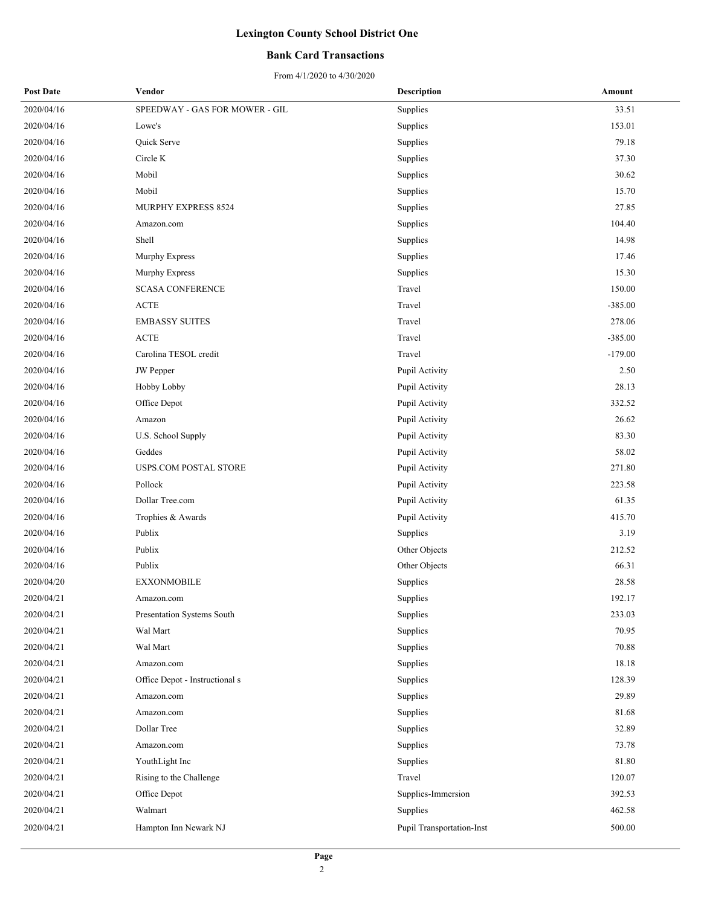# Lexington County School District One

## Bank Card Transactions

From 4/1/2020 to 4/30/2020

| Post Date | Vendor | Description | Amount |
|---|---|---|---|
| 2020/04/16 | SPEEDWAY - GAS FOR MOWER - GIL | Supplies | 33.51 |
| 2020/04/16 | Lowe's | Supplies | 153.01 |
| 2020/04/16 | Quick Serve | Supplies | 79.18 |
| 2020/04/16 | Circle K | Supplies | 37.30 |
| 2020/04/16 | Mobil | Supplies | 30.62 |
| 2020/04/16 | Mobil | Supplies | 15.70 |
| 2020/04/16 | MURPHY EXPRESS 8524 | Supplies | 27.85 |
| 2020/04/16 | Amazon.com | Supplies | 104.40 |
| 2020/04/16 | Shell | Supplies | 14.98 |
| 2020/04/16 | Murphy Express | Supplies | 17.46 |
| 2020/04/16 | Murphy Express | Supplies | 15.30 |
| 2020/04/16 | SCASA CONFERENCE | Travel | 150.00 |
| 2020/04/16 | ACTE | Travel | -385.00 |
| 2020/04/16 | EMBASSY SUITES | Travel | 278.06 |
| 2020/04/16 | ACTE | Travel | -385.00 |
| 2020/04/16 | Carolina TESOL credit | Travel | -179.00 |
| 2020/04/16 | JW Pepper | Pupil Activity | 2.50 |
| 2020/04/16 | Hobby Lobby | Pupil Activity | 28.13 |
| 2020/04/16 | Office Depot | Pupil Activity | 332.52 |
| 2020/04/16 | Amazon | Pupil Activity | 26.62 |
| 2020/04/16 | U.S. School Supply | Pupil Activity | 83.30 |
| 2020/04/16 | Geddes | Pupil Activity | 58.02 |
| 2020/04/16 | USPS.COM POSTAL STORE | Pupil Activity | 271.80 |
| 2020/04/16 | Pollock | Pupil Activity | 223.58 |
| 2020/04/16 | Dollar Tree.com | Pupil Activity | 61.35 |
| 2020/04/16 | Trophies & Awards | Pupil Activity | 415.70 |
| 2020/04/16 | Publix | Supplies | 3.19 |
| 2020/04/16 | Publix | Other Objects | 212.52 |
| 2020/04/16 | Publix | Other Objects | 66.31 |
| 2020/04/20 | EXXONMOBILE | Supplies | 28.58 |
| 2020/04/21 | Amazon.com | Supplies | 192.17 |
| 2020/04/21 | Presentation Systems South | Supplies | 233.03 |
| 2020/04/21 | Wal Mart | Supplies | 70.95 |
| 2020/04/21 | Wal Mart | Supplies | 70.88 |
| 2020/04/21 | Amazon.com | Supplies | 18.18 |
| 2020/04/21 | Office Depot - Instructional s | Supplies | 128.39 |
| 2020/04/21 | Amazon.com | Supplies | 29.89 |
| 2020/04/21 | Amazon.com | Supplies | 81.68 |
| 2020/04/21 | Dollar Tree | Supplies | 32.89 |
| 2020/04/21 | Amazon.com | Supplies | 73.78 |
| 2020/04/21 | YouthLight Inc | Supplies | 81.80 |
| 2020/04/21 | Rising to the Challenge | Travel | 120.07 |
| 2020/04/21 | Office Depot | Supplies-Immersion | 392.53 |
| 2020/04/21 | Walmart | Supplies | 462.58 |
| 2020/04/21 | Hampton Inn Newark NJ | Pupil Transportation-Inst | 500.00 |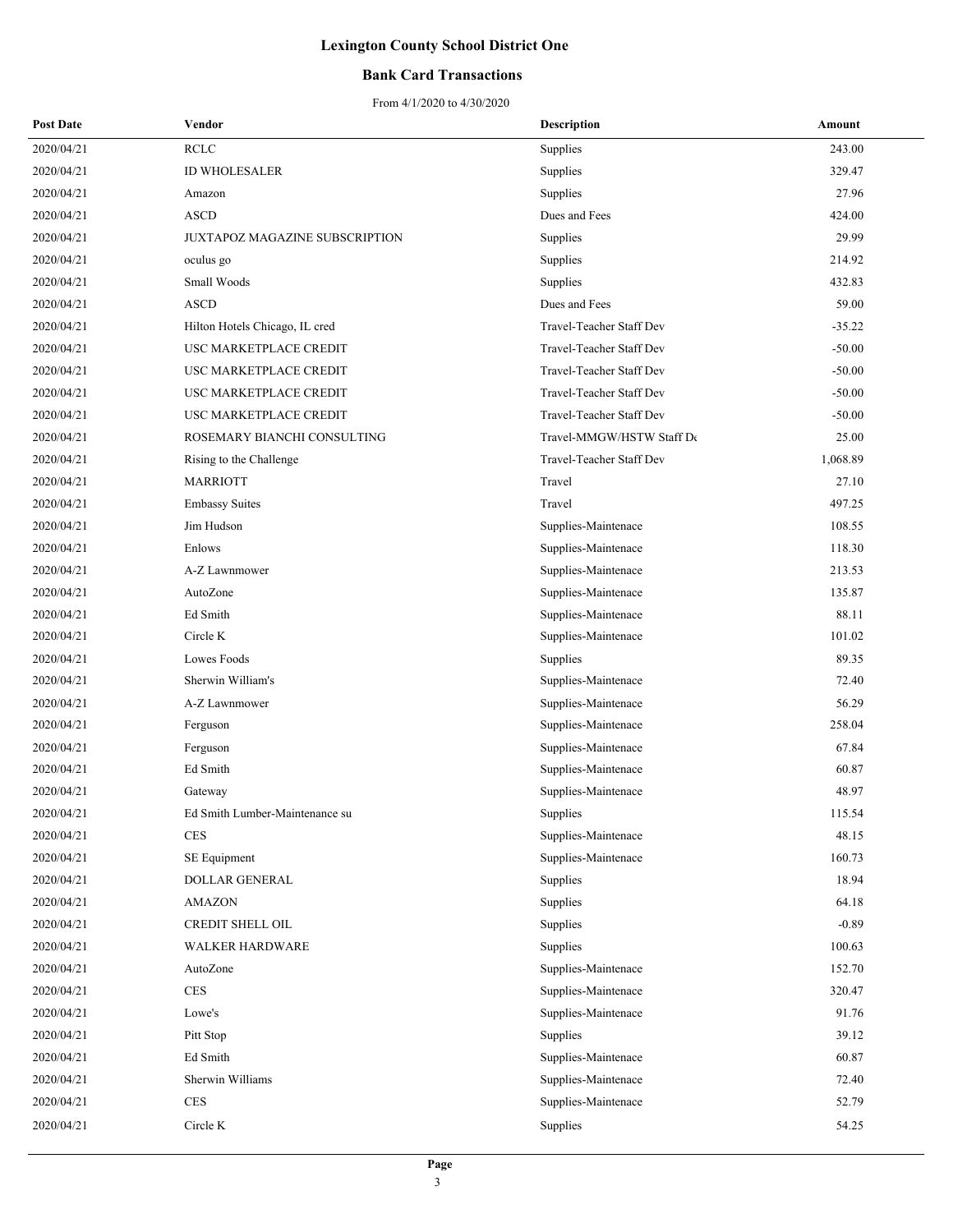# Lexington County School District One

## Bank Card Transactions

From 4/1/2020 to 4/30/2020

| Post Date | Vendor | Description | Amount |
|---|---|---|---|
| 2020/04/21 | RCLC | Supplies | 243.00 |
| 2020/04/21 | ID WHOLESALER | Supplies | 329.47 |
| 2020/04/21 | Amazon | Supplies | 27.96 |
| 2020/04/21 | ASCD | Dues and Fees | 424.00 |
| 2020/04/21 | JUXTAPOZ MAGAZINE SUBSCRIPTION | Supplies | 29.99 |
| 2020/04/21 | oculus go | Supplies | 214.92 |
| 2020/04/21 | Small Woods | Supplies | 432.83 |
| 2020/04/21 | ASCD | Dues and Fees | 59.00 |
| 2020/04/21 | Hilton Hotels Chicago, IL cred | Travel-Teacher Staff Dev | -35.22 |
| 2020/04/21 | USC MARKETPLACE CREDIT | Travel-Teacher Staff Dev | -50.00 |
| 2020/04/21 | USC MARKETPLACE CREDIT | Travel-Teacher Staff Dev | -50.00 |
| 2020/04/21 | USC MARKETPLACE CREDIT | Travel-Teacher Staff Dev | -50.00 |
| 2020/04/21 | USC MARKETPLACE CREDIT | Travel-Teacher Staff Dev | -50.00 |
| 2020/04/21 | ROSEMARY BIANCHI CONSULTING | Travel-MMGW/HSTW Staff De | 25.00 |
| 2020/04/21 | Rising to the Challenge | Travel-Teacher Staff Dev | 1,068.89 |
| 2020/04/21 | MARRIOTT | Travel | 27.10 |
| 2020/04/21 | Embassy Suites | Travel | 497.25 |
| 2020/04/21 | Jim Hudson | Supplies-Maintenace | 108.55 |
| 2020/04/21 | Enlows | Supplies-Maintenace | 118.30 |
| 2020/04/21 | A-Z Lawnmower | Supplies-Maintenace | 213.53 |
| 2020/04/21 | AutoZone | Supplies-Maintenace | 135.87 |
| 2020/04/21 | Ed Smith | Supplies-Maintenace | 88.11 |
| 2020/04/21 | Circle K | Supplies-Maintenace | 101.02 |
| 2020/04/21 | Lowes Foods | Supplies | 89.35 |
| 2020/04/21 | Sherwin William's | Supplies-Maintenace | 72.40 |
| 2020/04/21 | A-Z Lawnmower | Supplies-Maintenace | 56.29 |
| 2020/04/21 | Ferguson | Supplies-Maintenace | 258.04 |
| 2020/04/21 | Ferguson | Supplies-Maintenace | 67.84 |
| 2020/04/21 | Ed Smith | Supplies-Maintenace | 60.87 |
| 2020/04/21 | Gateway | Supplies-Maintenace | 48.97 |
| 2020/04/21 | Ed Smith Lumber-Maintenance su | Supplies | 115.54 |
| 2020/04/21 | CES | Supplies-Maintenace | 48.15 |
| 2020/04/21 | SE Equipment | Supplies-Maintenace | 160.73 |
| 2020/04/21 | DOLLAR GENERAL | Supplies | 18.94 |
| 2020/04/21 | AMAZON | Supplies | 64.18 |
| 2020/04/21 | CREDIT SHELL OIL | Supplies | -0.89 |
| 2020/04/21 | WALKER HARDWARE | Supplies | 100.63 |
| 2020/04/21 | AutoZone | Supplies-Maintenace | 152.70 |
| 2020/04/21 | CES | Supplies-Maintenace | 320.47 |
| 2020/04/21 | Lowe's | Supplies-Maintenace | 91.76 |
| 2020/04/21 | Pitt Stop | Supplies | 39.12 |
| 2020/04/21 | Ed Smith | Supplies-Maintenace | 60.87 |
| 2020/04/21 | Sherwin Williams | Supplies-Maintenace | 72.40 |
| 2020/04/21 | CES | Supplies-Maintenace | 52.79 |
| 2020/04/21 | Circle K | Supplies | 54.25 |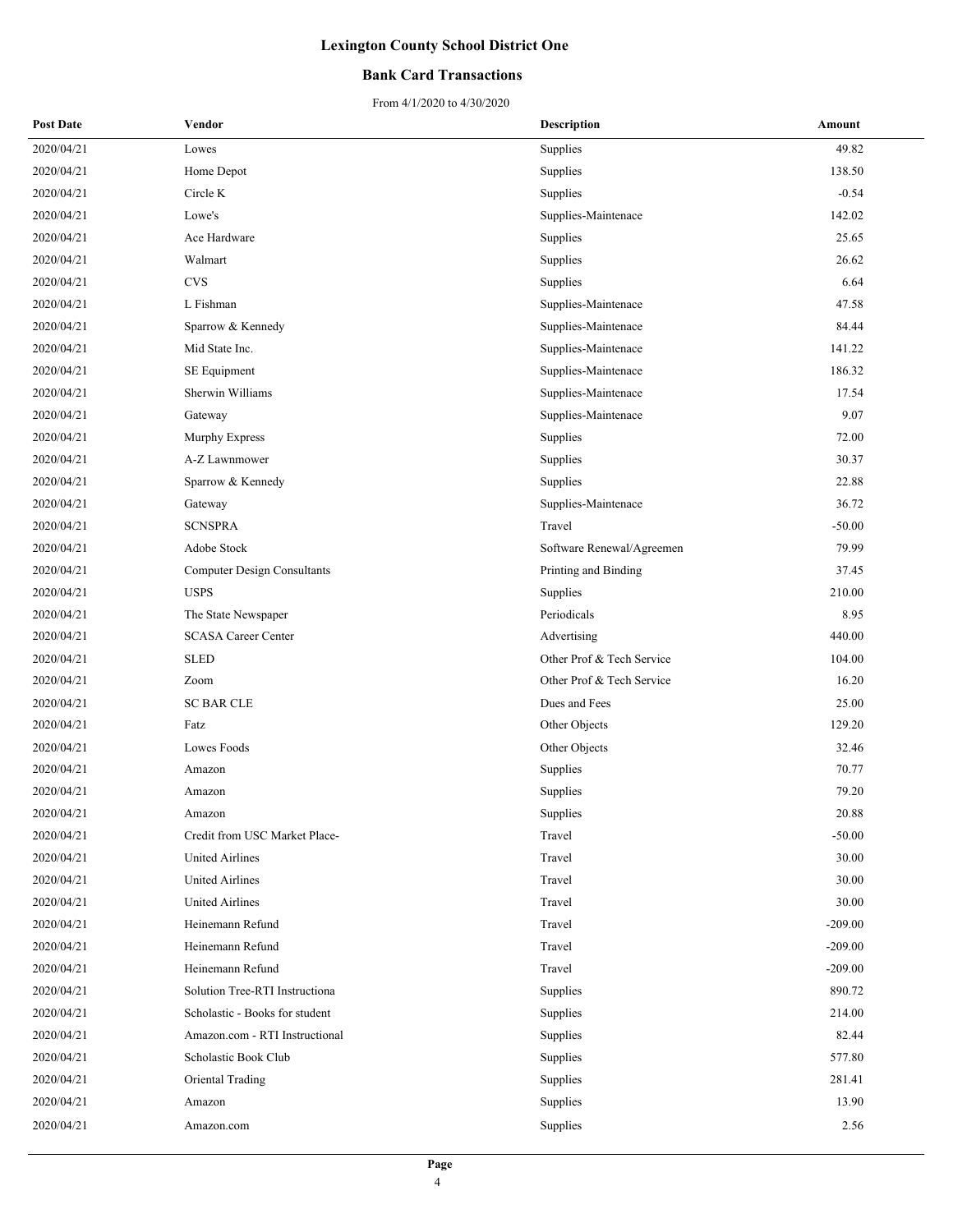# Lexington County School District One

## Bank Card Transactions

From 4/1/2020 to 4/30/2020

| Post Date | Vendor | Description | Amount |
|---|---|---|---|
| 2020/04/21 | Lowes | Supplies | 49.82 |
| 2020/04/21 | Home Depot | Supplies | 138.50 |
| 2020/04/21 | Circle K | Supplies | -0.54 |
| 2020/04/21 | Lowe's | Supplies-Maintenace | 142.02 |
| 2020/04/21 | Ace Hardware | Supplies | 25.65 |
| 2020/04/21 | Walmart | Supplies | 26.62 |
| 2020/04/21 | CVS | Supplies | 6.64 |
| 2020/04/21 | L Fishman | Supplies-Maintenace | 47.58 |
| 2020/04/21 | Sparrow & Kennedy | Supplies-Maintenace | 84.44 |
| 2020/04/21 | Mid State Inc. | Supplies-Maintenace | 141.22 |
| 2020/04/21 | SE Equipment | Supplies-Maintenace | 186.32 |
| 2020/04/21 | Sherwin Williams | Supplies-Maintenace | 17.54 |
| 2020/04/21 | Gateway | Supplies-Maintenace | 9.07 |
| 2020/04/21 | Murphy Express | Supplies | 72.00 |
| 2020/04/21 | A-Z Lawnmower | Supplies | 30.37 |
| 2020/04/21 | Sparrow & Kennedy | Supplies | 22.88 |
| 2020/04/21 | Gateway | Supplies-Maintenace | 36.72 |
| 2020/04/21 | SCNSPRA | Travel | -50.00 |
| 2020/04/21 | Adobe Stock | Software Renewal/Agreemen | 79.99 |
| 2020/04/21 | Computer Design Consultants | Printing and Binding | 37.45 |
| 2020/04/21 | USPS | Supplies | 210.00 |
| 2020/04/21 | The State Newspaper | Periodicals | 8.95 |
| 2020/04/21 | SCASA Career Center | Advertising | 440.00 |
| 2020/04/21 | SLED | Other Prof & Tech Service | 104.00 |
| 2020/04/21 | Zoom | Other Prof & Tech Service | 16.20 |
| 2020/04/21 | SC BAR CLE | Dues and Fees | 25.00 |
| 2020/04/21 | Fatz | Other Objects | 129.20 |
| 2020/04/21 | Lowes Foods | Other Objects | 32.46 |
| 2020/04/21 | Amazon | Supplies | 70.77 |
| 2020/04/21 | Amazon | Supplies | 79.20 |
| 2020/04/21 | Amazon | Supplies | 20.88 |
| 2020/04/21 | Credit from USC Market Place- | Travel | -50.00 |
| 2020/04/21 | United Airlines | Travel | 30.00 |
| 2020/04/21 | United Airlines | Travel | 30.00 |
| 2020/04/21 | United Airlines | Travel | 30.00 |
| 2020/04/21 | Heinemann Refund | Travel | -209.00 |
| 2020/04/21 | Heinemann Refund | Travel | -209.00 |
| 2020/04/21 | Heinemann Refund | Travel | -209.00 |
| 2020/04/21 | Solution Tree-RTI Instructiona | Supplies | 890.72 |
| 2020/04/21 | Scholastic - Books for student | Supplies | 214.00 |
| 2020/04/21 | Amazon.com - RTI Instructional | Supplies | 82.44 |
| 2020/04/21 | Scholastic Book Club | Supplies | 577.80 |
| 2020/04/21 | Oriental Trading | Supplies | 281.41 |
| 2020/04/21 | Amazon | Supplies | 13.90 |
| 2020/04/21 | Amazon.com | Supplies | 2.56 |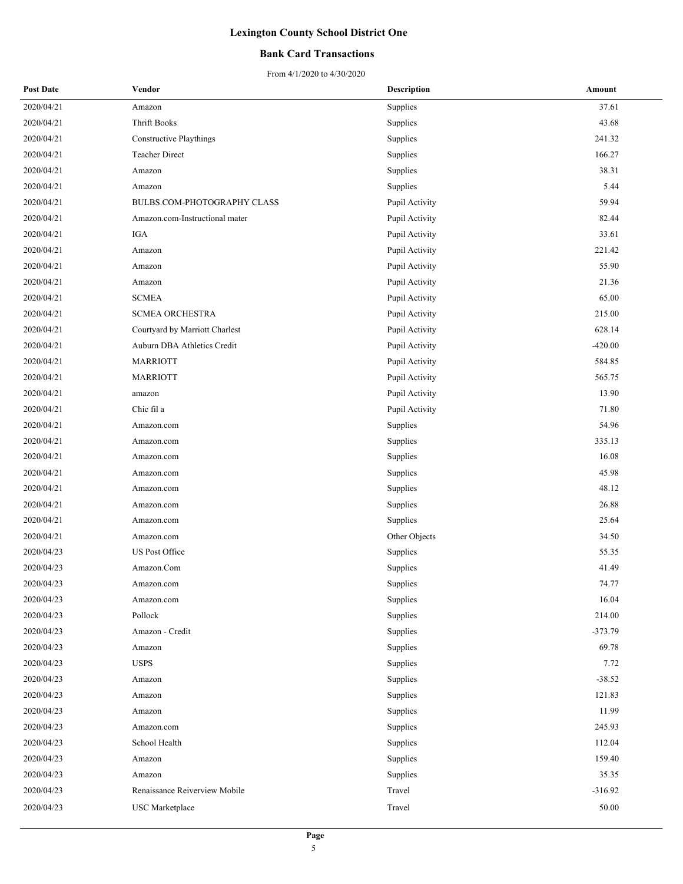# Lexington County School District One

## Bank Card Transactions

From 4/1/2020 to 4/30/2020

| Post Date | Vendor | Description | Amount |
|---|---|---|---|
| 2020/04/21 | Amazon | Supplies | 37.61 |
| 2020/04/21 | Thrift Books | Supplies | 43.68 |
| 2020/04/21 | Constructive Playthings | Supplies | 241.32 |
| 2020/04/21 | Teacher Direct | Supplies | 166.27 |
| 2020/04/21 | Amazon | Supplies | 38.31 |
| 2020/04/21 | Amazon | Supplies | 5.44 |
| 2020/04/21 | BULBS.COM-PHOTOGRAPHY CLASS | Pupil Activity | 59.94 |
| 2020/04/21 | Amazon.com-Instructional mater | Pupil Activity | 82.44 |
| 2020/04/21 | IGA | Pupil Activity | 33.61 |
| 2020/04/21 | Amazon | Pupil Activity | 221.42 |
| 2020/04/21 | Amazon | Pupil Activity | 55.90 |
| 2020/04/21 | Amazon | Pupil Activity | 21.36 |
| 2020/04/21 | SCMEA | Pupil Activity | 65.00 |
| 2020/04/21 | SCMEA ORCHESTRA | Pupil Activity | 215.00 |
| 2020/04/21 | Courtyard by Marriott Charlest | Pupil Activity | 628.14 |
| 2020/04/21 | Auburn DBA Athletics Credit | Pupil Activity | -420.00 |
| 2020/04/21 | MARRIOTT | Pupil Activity | 584.85 |
| 2020/04/21 | MARRIOTT | Pupil Activity | 565.75 |
| 2020/04/21 | amazon | Pupil Activity | 13.90 |
| 2020/04/21 | Chic fil a | Pupil Activity | 71.80 |
| 2020/04/21 | Amazon.com | Supplies | 54.96 |
| 2020/04/21 | Amazon.com | Supplies | 335.13 |
| 2020/04/21 | Amazon.com | Supplies | 16.08 |
| 2020/04/21 | Amazon.com | Supplies | 45.98 |
| 2020/04/21 | Amazon.com | Supplies | 48.12 |
| 2020/04/21 | Amazon.com | Supplies | 26.88 |
| 2020/04/21 | Amazon.com | Supplies | 25.64 |
| 2020/04/21 | Amazon.com | Other Objects | 34.50 |
| 2020/04/23 | US Post Office | Supplies | 55.35 |
| 2020/04/23 | Amazon.Com | Supplies | 41.49 |
| 2020/04/23 | Amazon.com | Supplies | 74.77 |
| 2020/04/23 | Amazon.com | Supplies | 16.04 |
| 2020/04/23 | Pollock | Supplies | 214.00 |
| 2020/04/23 | Amazon - Credit | Supplies | -373.79 |
| 2020/04/23 | Amazon | Supplies | 69.78 |
| 2020/04/23 | USPS | Supplies | 7.72 |
| 2020/04/23 | Amazon | Supplies | -38.52 |
| 2020/04/23 | Amazon | Supplies | 121.83 |
| 2020/04/23 | Amazon | Supplies | 11.99 |
| 2020/04/23 | Amazon.com | Supplies | 245.93 |
| 2020/04/23 | School Health | Supplies | 112.04 |
| 2020/04/23 | Amazon | Supplies | 159.40 |
| 2020/04/23 | Amazon | Supplies | 35.35 |
| 2020/04/23 | Renaissance Reiverview Mobile | Travel | -316.92 |
| 2020/04/23 | USC Marketplace | Travel | 50.00 |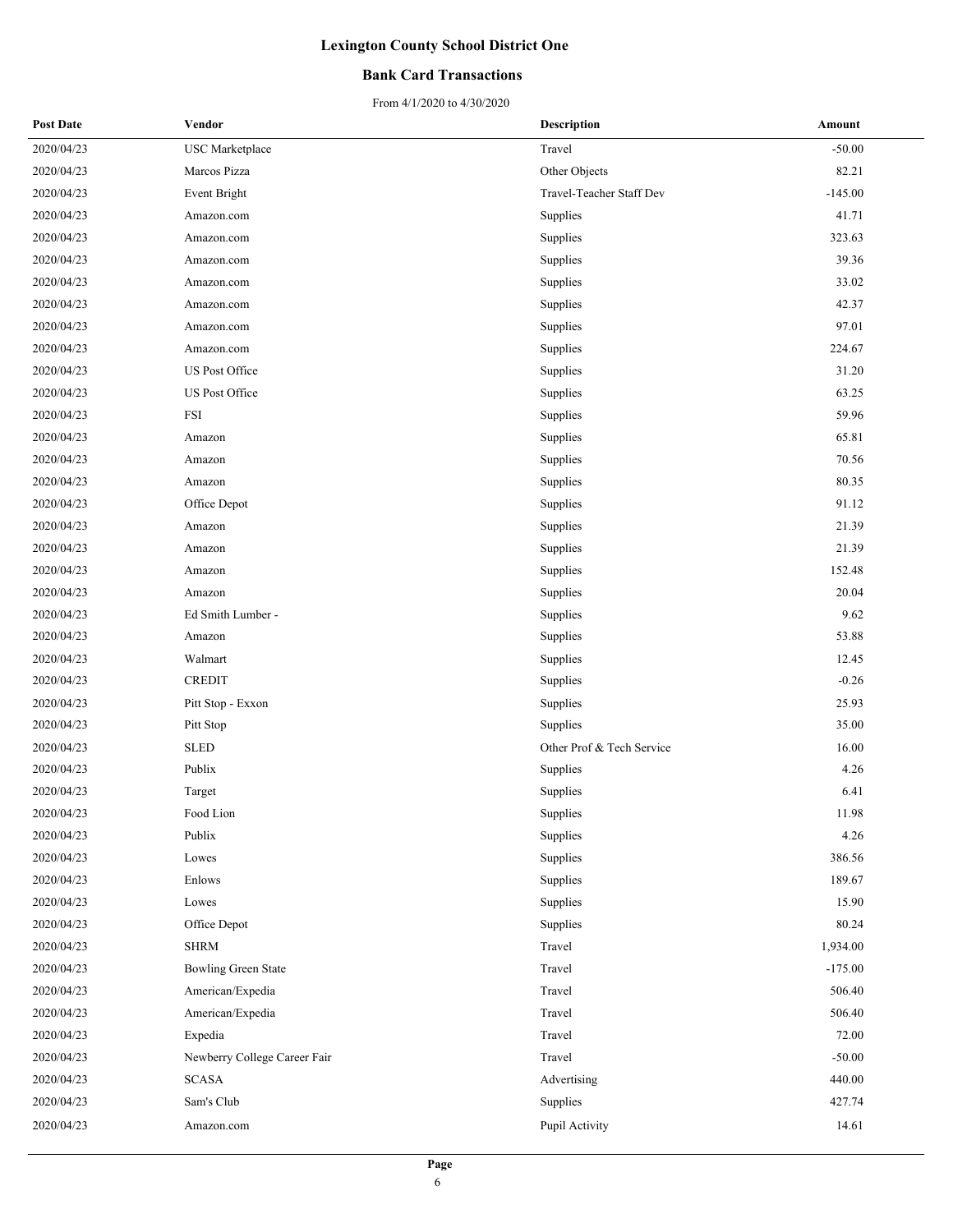# Lexington County School District One

## Bank Card Transactions

From 4/1/2020 to 4/30/2020

| Post Date | Vendor | Description | Amount |
|---|---|---|---|
| 2020/04/23 | USC Marketplace | Travel | -50.00 |
| 2020/04/23 | Marcos Pizza | Other Objects | 82.21 |
| 2020/04/23 | Event Bright | Travel-Teacher Staff Dev | -145.00 |
| 2020/04/23 | Amazon.com | Supplies | 41.71 |
| 2020/04/23 | Amazon.com | Supplies | 323.63 |
| 2020/04/23 | Amazon.com | Supplies | 39.36 |
| 2020/04/23 | Amazon.com | Supplies | 33.02 |
| 2020/04/23 | Amazon.com | Supplies | 42.37 |
| 2020/04/23 | Amazon.com | Supplies | 97.01 |
| 2020/04/23 | Amazon.com | Supplies | 224.67 |
| 2020/04/23 | US Post Office | Supplies | 31.20 |
| 2020/04/23 | US Post Office | Supplies | 63.25 |
| 2020/04/23 | FSI | Supplies | 59.96 |
| 2020/04/23 | Amazon | Supplies | 65.81 |
| 2020/04/23 | Amazon | Supplies | 70.56 |
| 2020/04/23 | Amazon | Supplies | 80.35 |
| 2020/04/23 | Office Depot | Supplies | 91.12 |
| 2020/04/23 | Amazon | Supplies | 21.39 |
| 2020/04/23 | Amazon | Supplies | 21.39 |
| 2020/04/23 | Amazon | Supplies | 152.48 |
| 2020/04/23 | Amazon | Supplies | 20.04 |
| 2020/04/23 | Ed Smith Lumber - | Supplies | 9.62 |
| 2020/04/23 | Amazon | Supplies | 53.88 |
| 2020/04/23 | Walmart | Supplies | 12.45 |
| 2020/04/23 | CREDIT | Supplies | -0.26 |
| 2020/04/23 | Pitt Stop - Exxon | Supplies | 25.93 |
| 2020/04/23 | Pitt Stop | Supplies | 35.00 |
| 2020/04/23 | SLED | Other Prof & Tech Service | 16.00 |
| 2020/04/23 | Publix | Supplies | 4.26 |
| 2020/04/23 | Target | Supplies | 6.41 |
| 2020/04/23 | Food Lion | Supplies | 11.98 |
| 2020/04/23 | Publix | Supplies | 4.26 |
| 2020/04/23 | Lowes | Supplies | 386.56 |
| 2020/04/23 | Enlows | Supplies | 189.67 |
| 2020/04/23 | Lowes | Supplies | 15.90 |
| 2020/04/23 | Office Depot | Supplies | 80.24 |
| 2020/04/23 | SHRM | Travel | 1,934.00 |
| 2020/04/23 | Bowling Green State | Travel | -175.00 |
| 2020/04/23 | American/Expedia | Travel | 506.40 |
| 2020/04/23 | American/Expedia | Travel | 506.40 |
| 2020/04/23 | Expedia | Travel | 72.00 |
| 2020/04/23 | Newberry College Career Fair | Travel | -50.00 |
| 2020/04/23 | SCASA | Advertising | 440.00 |
| 2020/04/23 | Sam's Club | Supplies | 427.74 |
| 2020/04/23 | Amazon.com | Pupil Activity | 14.61 |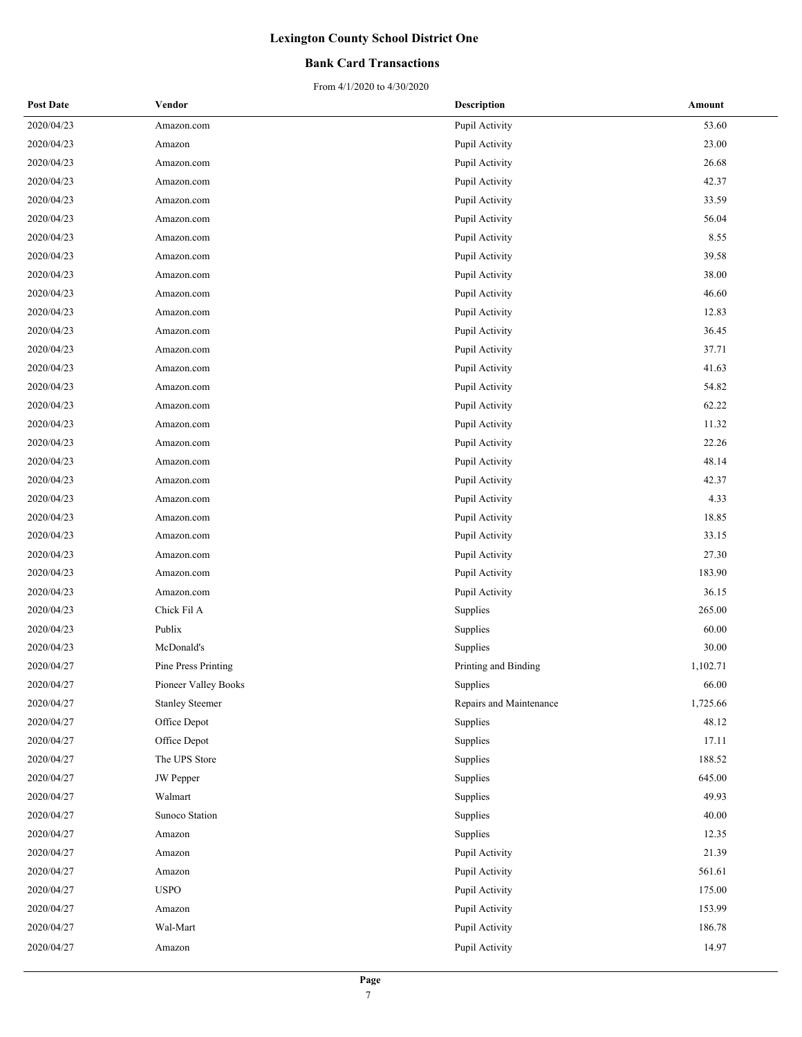# Lexington County School District One

## Bank Card Transactions

From 4/1/2020 to 4/30/2020

| Post Date | Vendor | Description | Amount |
|---|---|---|---|
| 2020/04/23 | Amazon.com | Pupil Activity | 53.60 |
| 2020/04/23 | Amazon | Pupil Activity | 23.00 |
| 2020/04/23 | Amazon.com | Pupil Activity | 26.68 |
| 2020/04/23 | Amazon.com | Pupil Activity | 42.37 |
| 2020/04/23 | Amazon.com | Pupil Activity | 33.59 |
| 2020/04/23 | Amazon.com | Pupil Activity | 56.04 |
| 2020/04/23 | Amazon.com | Pupil Activity | 8.55 |
| 2020/04/23 | Amazon.com | Pupil Activity | 39.58 |
| 2020/04/23 | Amazon.com | Pupil Activity | 38.00 |
| 2020/04/23 | Amazon.com | Pupil Activity | 46.60 |
| 2020/04/23 | Amazon.com | Pupil Activity | 12.83 |
| 2020/04/23 | Amazon.com | Pupil Activity | 36.45 |
| 2020/04/23 | Amazon.com | Pupil Activity | 37.71 |
| 2020/04/23 | Amazon.com | Pupil Activity | 41.63 |
| 2020/04/23 | Amazon.com | Pupil Activity | 54.82 |
| 2020/04/23 | Amazon.com | Pupil Activity | 62.22 |
| 2020/04/23 | Amazon.com | Pupil Activity | 11.32 |
| 2020/04/23 | Amazon.com | Pupil Activity | 22.26 |
| 2020/04/23 | Amazon.com | Pupil Activity | 48.14 |
| 2020/04/23 | Amazon.com | Pupil Activity | 42.37 |
| 2020/04/23 | Amazon.com | Pupil Activity | 4.33 |
| 2020/04/23 | Amazon.com | Pupil Activity | 18.85 |
| 2020/04/23 | Amazon.com | Pupil Activity | 33.15 |
| 2020/04/23 | Amazon.com | Pupil Activity | 27.30 |
| 2020/04/23 | Amazon.com | Pupil Activity | 183.90 |
| 2020/04/23 | Amazon.com | Pupil Activity | 36.15 |
| 2020/04/23 | Chick Fil A | Supplies | 265.00 |
| 2020/04/23 | Publix | Supplies | 60.00 |
| 2020/04/23 | McDonald's | Supplies | 30.00 |
| 2020/04/27 | Pine Press Printing | Printing and Binding | 1,102.71 |
| 2020/04/27 | Pioneer Valley Books | Supplies | 66.00 |
| 2020/04/27 | Stanley Steemer | Repairs and Maintenance | 1,725.66 |
| 2020/04/27 | Office Depot | Supplies | 48.12 |
| 2020/04/27 | Office Depot | Supplies | 17.11 |
| 2020/04/27 | The UPS Store | Supplies | 188.52 |
| 2020/04/27 | JW Pepper | Supplies | 645.00 |
| 2020/04/27 | Walmart | Supplies | 49.93 |
| 2020/04/27 | Sunoco Station | Supplies | 40.00 |
| 2020/04/27 | Amazon | Supplies | 12.35 |
| 2020/04/27 | Amazon | Pupil Activity | 21.39 |
| 2020/04/27 | Amazon | Pupil Activity | 561.61 |
| 2020/04/27 | USPO | Pupil Activity | 175.00 |
| 2020/04/27 | Amazon | Pupil Activity | 153.99 |
| 2020/04/27 | Wal-Mart | Pupil Activity | 186.78 |
| 2020/04/27 | Amazon | Pupil Activity | 14.97 |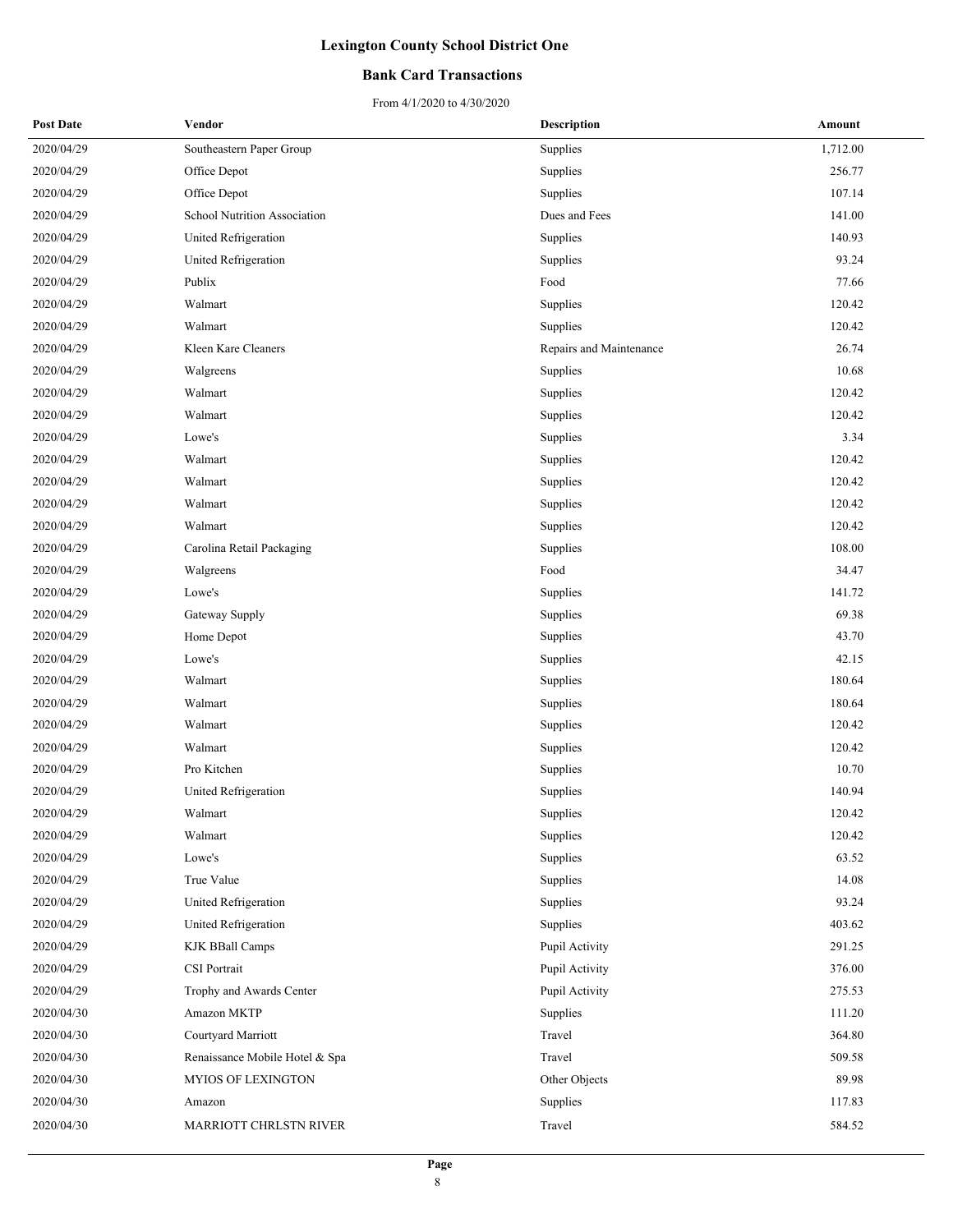# Lexington County School District One

## Bank Card Transactions

From 4/1/2020 to 4/30/2020

| Post Date | Vendor | Description | Amount |
|---|---|---|---|
| 2020/04/29 | Southeastern Paper Group | Supplies | 1,712.00 |
| 2020/04/29 | Office Depot | Supplies | 256.77 |
| 2020/04/29 | Office Depot | Supplies | 107.14 |
| 2020/04/29 | School Nutrition Association | Dues and Fees | 141.00 |
| 2020/04/29 | United Refrigeration | Supplies | 140.93 |
| 2020/04/29 | United Refrigeration | Supplies | 93.24 |
| 2020/04/29 | Publix | Food | 77.66 |
| 2020/04/29 | Walmart | Supplies | 120.42 |
| 2020/04/29 | Walmart | Supplies | 120.42 |
| 2020/04/29 | Kleen Kare Cleaners | Repairs and Maintenance | 26.74 |
| 2020/04/29 | Walgreens | Supplies | 10.68 |
| 2020/04/29 | Walmart | Supplies | 120.42 |
| 2020/04/29 | Walmart | Supplies | 120.42 |
| 2020/04/29 | Lowe's | Supplies | 3.34 |
| 2020/04/29 | Walmart | Supplies | 120.42 |
| 2020/04/29 | Walmart | Supplies | 120.42 |
| 2020/04/29 | Walmart | Supplies | 120.42 |
| 2020/04/29 | Walmart | Supplies | 120.42 |
| 2020/04/29 | Carolina Retail Packaging | Supplies | 108.00 |
| 2020/04/29 | Walgreens | Food | 34.47 |
| 2020/04/29 | Lowe's | Supplies | 141.72 |
| 2020/04/29 | Gateway Supply | Supplies | 69.38 |
| 2020/04/29 | Home Depot | Supplies | 43.70 |
| 2020/04/29 | Lowe's | Supplies | 42.15 |
| 2020/04/29 | Walmart | Supplies | 180.64 |
| 2020/04/29 | Walmart | Supplies | 180.64 |
| 2020/04/29 | Walmart | Supplies | 120.42 |
| 2020/04/29 | Walmart | Supplies | 120.42 |
| 2020/04/29 | Pro Kitchen | Supplies | 10.70 |
| 2020/04/29 | United Refrigeration | Supplies | 140.94 |
| 2020/04/29 | Walmart | Supplies | 120.42 |
| 2020/04/29 | Walmart | Supplies | 120.42 |
| 2020/04/29 | Lowe's | Supplies | 63.52 |
| 2020/04/29 | True Value | Supplies | 14.08 |
| 2020/04/29 | United Refrigeration | Supplies | 93.24 |
| 2020/04/29 | United Refrigeration | Supplies | 403.62 |
| 2020/04/29 | KJK BBall Camps | Pupil Activity | 291.25 |
| 2020/04/29 | CSI Portrait | Pupil Activity | 376.00 |
| 2020/04/29 | Trophy and Awards Center | Pupil Activity | 275.53 |
| 2020/04/30 | Amazon MKTP | Supplies | 111.20 |
| 2020/04/30 | Courtyard Marriott | Travel | 364.80 |
| 2020/04/30 | Renaissance Mobile Hotel & Spa | Travel | 509.58 |
| 2020/04/30 | MYIOS OF LEXINGTON | Other Objects | 89.98 |
| 2020/04/30 | Amazon | Supplies | 117.83 |
| 2020/04/30 | MARRIOTT CHRLSTN RIVER | Travel | 584.52 |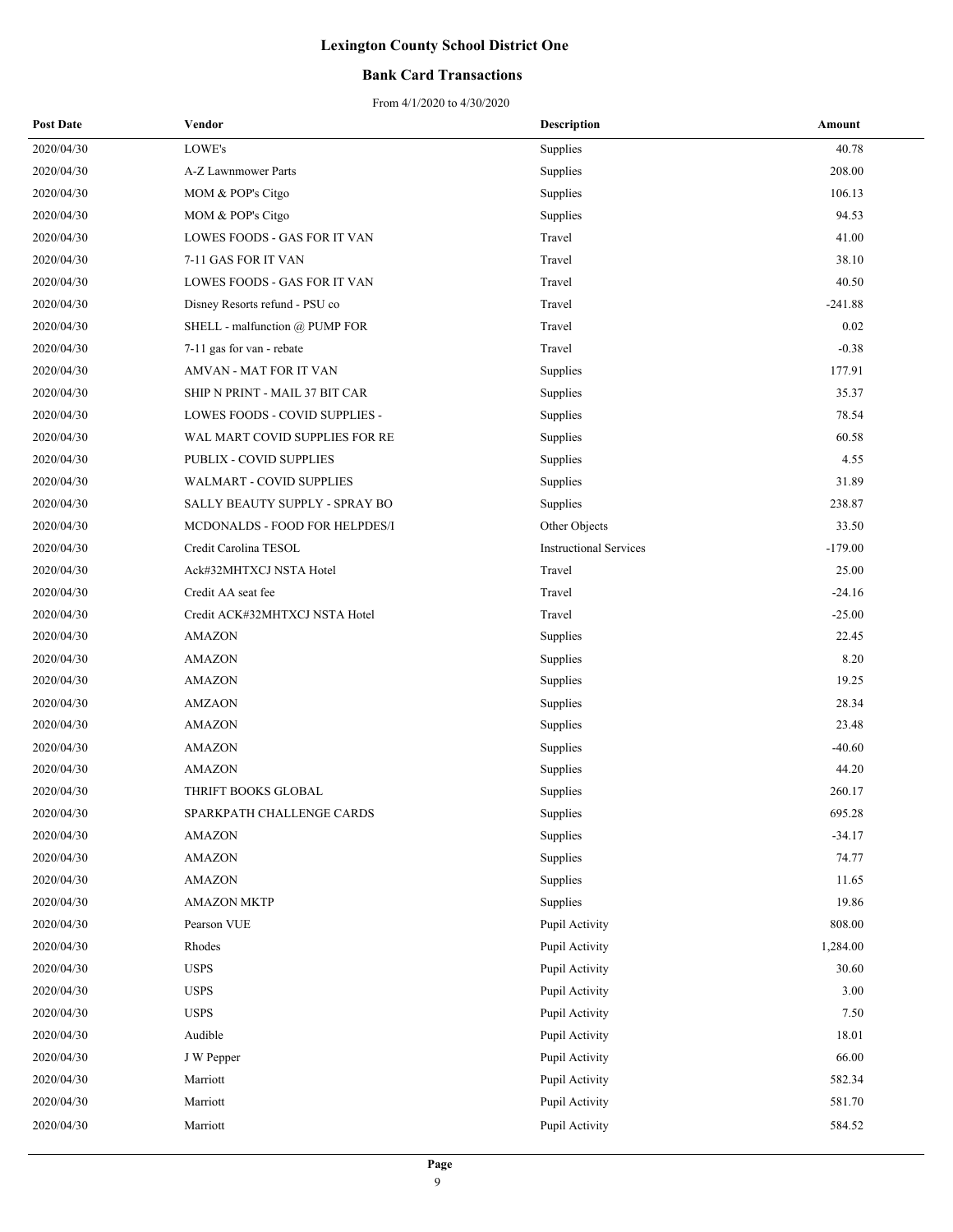# Lexington County School District One

## Bank Card Transactions

From 4/1/2020 to 4/30/2020

| Post Date | Vendor | Description | Amount |
|---|---|---|---|
| 2020/04/30 | LOWE's | Supplies | 40.78 |
| 2020/04/30 | A-Z Lawnmower Parts | Supplies | 208.00 |
| 2020/04/30 | MOM & POP's Citgo | Supplies | 106.13 |
| 2020/04/30 | MOM & POP's Citgo | Supplies | 94.53 |
| 2020/04/30 | LOWES FOODS - GAS FOR IT VAN | Travel | 41.00 |
| 2020/04/30 | 7-11 GAS FOR IT VAN | Travel | 38.10 |
| 2020/04/30 | LOWES FOODS - GAS FOR IT VAN | Travel | 40.50 |
| 2020/04/30 | Disney Resorts refund - PSU co | Travel | -241.88 |
| 2020/04/30 | SHELL - malfunction @ PUMP FOR | Travel | 0.02 |
| 2020/04/30 | 7-11 gas for van - rebate | Travel | -0.38 |
| 2020/04/30 | AMVAN - MAT FOR IT VAN | Supplies | 177.91 |
| 2020/04/30 | SHIP N PRINT - MAIL 37 BIT CAR | Supplies | 35.37 |
| 2020/04/30 | LOWES FOODS - COVID SUPPLIES - | Supplies | 78.54 |
| 2020/04/30 | WAL MART COVID SUPPLIES FOR RE | Supplies | 60.58 |
| 2020/04/30 | PUBLIX - COVID SUPPLIES | Supplies | 4.55 |
| 2020/04/30 | WALMART - COVID SUPPLIES | Supplies | 31.89 |
| 2020/04/30 | SALLY BEAUTY SUPPLY - SPRAY BO | Supplies | 238.87 |
| 2020/04/30 | MCDONALDS - FOOD FOR HELPDES/I | Other Objects | 33.50 |
| 2020/04/30 | Credit Carolina TESOL | Instructional Services | -179.00 |
| 2020/04/30 | Ack#32MHTXCJ NSTA Hotel | Travel | 25.00 |
| 2020/04/30 | Credit AA seat fee | Travel | -24.16 |
| 2020/04/30 | Credit ACK#32MHTXCJ NSTA Hotel | Travel | -25.00 |
| 2020/04/30 | AMAZON | Supplies | 22.45 |
| 2020/04/30 | AMAZON | Supplies | 8.20 |
| 2020/04/30 | AMAZON | Supplies | 19.25 |
| 2020/04/30 | AMZAON | Supplies | 28.34 |
| 2020/04/30 | AMAZON | Supplies | 23.48 |
| 2020/04/30 | AMAZON | Supplies | -40.60 |
| 2020/04/30 | AMAZON | Supplies | 44.20 |
| 2020/04/30 | THRIFT BOOKS GLOBAL | Supplies | 260.17 |
| 2020/04/30 | SPARKPATH CHALLENGE CARDS | Supplies | 695.28 |
| 2020/04/30 | AMAZON | Supplies | -34.17 |
| 2020/04/30 | AMAZON | Supplies | 74.77 |
| 2020/04/30 | AMAZON | Supplies | 11.65 |
| 2020/04/30 | AMAZON MKTP | Supplies | 19.86 |
| 2020/04/30 | Pearson VUE | Pupil Activity | 808.00 |
| 2020/04/30 | Rhodes | Pupil Activity | 1,284.00 |
| 2020/04/30 | USPS | Pupil Activity | 30.60 |
| 2020/04/30 | USPS | Pupil Activity | 3.00 |
| 2020/04/30 | USPS | Pupil Activity | 7.50 |
| 2020/04/30 | Audible | Pupil Activity | 18.01 |
| 2020/04/30 | J W Pepper | Pupil Activity | 66.00 |
| 2020/04/30 | Marriott | Pupil Activity | 582.34 |
| 2020/04/30 | Marriott | Pupil Activity | 581.70 |
| 2020/04/30 | Marriott | Pupil Activity | 584.52 |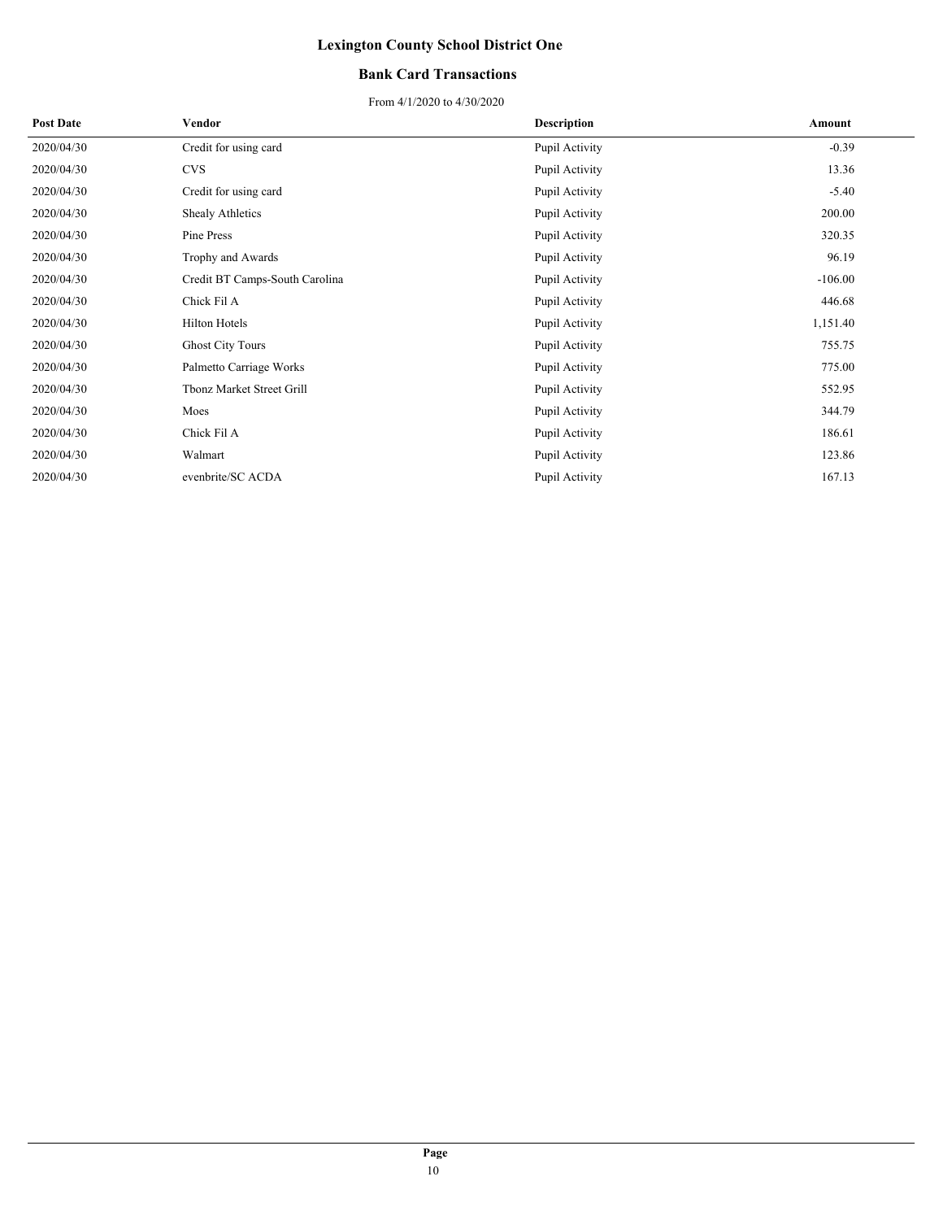# Lexington County School District One

## Bank Card Transactions

From 4/1/2020 to 4/30/2020

| Post Date | Vendor | Description | Amount |
|---|---|---|---|
| 2020/04/30 | Credit for using card | Pupil Activity | -0.39 |
| 2020/04/30 | CVS | Pupil Activity | 13.36 |
| 2020/04/30 | Credit for using card | Pupil Activity | -5.40 |
| 2020/04/30 | Shealy Athletics | Pupil Activity | 200.00 |
| 2020/04/30 | Pine Press | Pupil Activity | 320.35 |
| 2020/04/30 | Trophy and Awards | Pupil Activity | 96.19 |
| 2020/04/30 | Credit BT Camps-South Carolina | Pupil Activity | -106.00 |
| 2020/04/30 | Chick Fil A | Pupil Activity | 446.68 |
| 2020/04/30 | Hilton Hotels | Pupil Activity | 1,151.40 |
| 2020/04/30 | Ghost City Tours | Pupil Activity | 755.75 |
| 2020/04/30 | Palmetto Carriage Works | Pupil Activity | 775.00 |
| 2020/04/30 | Tbonz Market Street Grill | Pupil Activity | 552.95 |
| 2020/04/30 | Moes | Pupil Activity | 344.79 |
| 2020/04/30 | Chick Fil A | Pupil Activity | 186.61 |
| 2020/04/30 | Walmart | Pupil Activity | 123.86 |
| 2020/04/30 | evenbrite/SC ACDA | Pupil Activity | 167.13 |